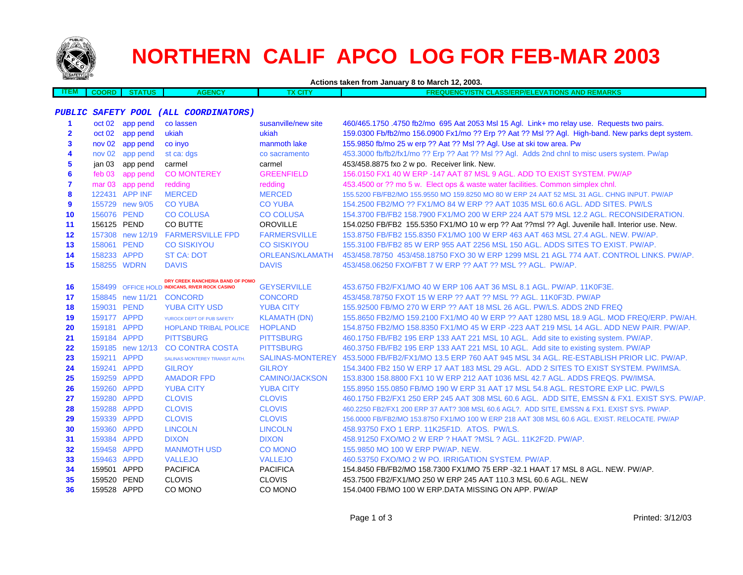# NORTHERN CALIF APCO LOG FOR FEB-MAR 2003

**Actions taken from January 8 to March 12, 2003.**

| ITEM | COORD | STATUS | AGENCY | TX CITY | FREQUENCY/STN CLASS/ERP/ELEVATIONS AND REMARKS |
|---|---|---|---|---|---|
| | | | ***PUBLIC SAFETY POOL (ALL COORDINATORS)*** | | |
| 1 | oct 02 | app pend | co lassen | susanville/new site | 460/465.1750 .4750 fb2/mo 695 Aat 2053 Msl 15 Agl. Link+ mo relay use. Requests two pairs. |
| 2 | oct 02 | app pend | ukiah | ukiah | 159.0300 Fb/fb2/mo 156.0900 Fx1/mo ?? Erp ?? Aat ?? Msl ?? Agl. High-band. New parks dept system. |
| 3 | nov 02 | app pend | co inyo | manmoth lake | 155.9850 fb/mo 25 w erp ?? Aat ?? Msl ?? Agl. Use at ski tow area. Pw |
| 4 | nov 02 | app pend | st ca: dgs | co sacramento | 453.3000 fb/fb2/fx1/mo ?? Erp ?? Aat ?? Msl ?? Agl. Adds 2nd chnl to misc users system. Pw/ap |
| 5 | jan 03 | app pend | carmel | carmel | 453/458.8875 fxo 2 w po. Receiver link. New. |
| 6 | feb 03 | app pend | CO MONTEREY | GREENFIELD | 156.0150 FX1 40 W ERP -147 AAT 87 MSL 9 AGL. ADD TO EXIST SYSTEM. PW/AP |
| 7 | mar 03 | app pend | redding | redding | 453.4500 or ?? mo 5 w. Elect ops & waste water facilities. Common simplex chnl. |
| 8 | 122431 | APP INF | MERCED | MERCED | 155.5200 FB/FB2/MO 155.9550 MO 159.8250 MO 80 W ERP 24 AAT 52 MSL 31 AGL. CHNG INPUT. PW/AP |
| 9 | 155729 | new 9/05 | CO YUBA | CO YUBA | 154.2500 FB2/MO ?? FX1/MO 84 W ERP ?? AAT 1035 MSL 60.6 AGL. ADD SITES. PW/LS |
| 10 | 156076 | PEND | CO COLUSA | CO COLUSA | 154.3700 FB/FB2 158.7900 FX1/MO 200 W ERP 224 AAT 579 MSL 12.2 AGL. RECONSIDERATION. |
| 11 | 156125 | PEND | CO BUTTE | OROVILLE | 154.0250 FB/FB2 155.5350 FX1/MO 10 w erp ?? Aat ??msl ?? Agl. Juvenile hall. Interior use. New. |
| 12 | 157308 | new 12/19 | FARMERSVILLE FPD | FARMERSVILLE | 153.8750 FB/FB2 155.8350 FX1/MO 100 W ERP 463 AAT 463 MSL 27.4 AGL. NEW. PW/AP. |
| 13 | 158061 | PEND | CO SISKIYOU | CO SISKIYOU | 155.3100 FB/FB2 85 W ERP 955 AAT 2256 MSL 150 AGL. ADDS SITES TO EXIST. PW/AP. |
| 14 | 158233 | APPD | ST CA: DOT | ORLEANS/KLAMATH | 453/458.78750 453/458.18750 FXO 30 W ERP 1299 MSL 21 AGL 774 AAT. CONTROL LINKS. PW/AP. |
| 15 | 158255 | WDRN | DAVIS | DAVIS | 453/458.06250 FXO/FBT 7 W ERP ?? AAT ?? MSL ?? AGL. PW/AP. |
| 16 | 158499 | OFFICE HOLD | DRY CREEK RANCHERIA BAND OF POMO INDICANS, RIVER ROCK CASINO | GEYSERVILLE | 453.6750 FB2/FX1/MO 40 W ERP 106 AAT 36 MSL 8.1 AGL. PW/AP. 11K0F3E. |
| 17 | 158845 | new 11/21 | CONCORD | CONCORD | 453/458.78750 FXOT 15 W ERP ?? AAT ?? MSL ?? AGL. 11K0F3D. PW/AP |
| 18 | 159031 | PEND | YUBA CITY USD | YUBA CITY | 155.92500 FB/MO 270 W ERP ?? AAT 18 MSL 26 AGL. PW/LS. ADDS 2ND FREQ |
| 19 | 159177 | APPD | YUROCK DEPT OF PUB SAFETY | KLAMATH (DN) | 155.8650 FB2/MO 159.2100 FX1/MO 40 W ERP ?? AAT 1280 MSL 18.9 AGL. MOD FREQ/ERP. PW/AH. |
| 20 | 159181 | APPD | HOPLAND TRIBAL POLICE | HOPLAND | 154.8750 FB2/MO 158.8350 FX1/MO 45 W ERP -223 AAT 219 MSL 14 AGL. ADD NEW PAIR. PW/AP. |
| 21 | 159184 | APPD | PITTSBURG | PITTSBURG | 460.1750 FB/FB2 195 ERP 133 AAT 221 MSL 10 AGL. Add site to existing system. PW/AP. |
| 22 | 159185 | new 12/13 | CO CONTRA COSTA | PITTSBURG | 460.3750 FB/FB2 195 ERP 133 AAT 221 MSL 10 AGL. Add site to existing system. PW/AP |
| 23 | 159211 | APPD | SALINAS MONTEREY TRANSIT AUTH. | SALINAS-MONTEREY | 453.5000 FB/FB2/FX1/MO 13.5 ERP 760 AAT 945 MSL 34 AGL. RE-ESTABLISH PRIOR LIC. PW/AP. |
| 24 | 159241 | APPD | GILROY | GILROY | 154.3400 FB2 150 W ERP 17 AAT 183 MSL 29 AGL. ADD 2 SITES TO EXIST SYSTEM. PW/IMSA. |
| 25 | 159259 | APPD | AMADOR FPD | CAMINO/JACKSON | 153.8300 158.8800 FX1 10 W ERP 212 AAT 1036 MSL 42.7 AGL. ADDS FREQS. PW/IMSA. |
| 26 | 159260 | APPD | YUBA CITY | YUBA CITY | 155.8950 155.0850 FB/MO 190 W ERP 31 AAT 17 MSL 54.8 AGL. RESTORE EXP LIC. PW/LS |
| 27 | 159280 | APPD | CLOVIS | CLOVIS | 460.1750 FB2/FX1 250 ERP 245 AAT 308 MSL 60.6 AGL. ADD SITE, EMSSN & FX1. EXIST SYS. PW/AP. |
| 28 | 159288 | APPD | CLOVIS | CLOVIS | 460.2250 FB2/FX1 200 ERP 37 AAT? 308 MSL 60.6 AGL?. ADD SITE, EMSSN & FX1. EXIST SYS. PW/AP. |
| 29 | 159339 | APPD | CLOVIS | CLOVIS | 156.0000 FB/FB2/MO 153.8750 FX1/MO 100 W ERP 218 AAT 308 MSL 60.6 AGL. EXIST. RELOCATE. PW/AP |
| 30 | 159360 | APPD | LINCOLN | LINCOLN | 458.93750 FXO 1 ERP. 11K25F1D. ATOS. PW/LS. |
| 31 | 159384 | APPD | DIXON | DIXON | 458.91250 FXO/MO 2 W ERP ? HAAT ?MSL ? AGL. 11K2F2D. PW/AP. |
| 32 | 159458 | APPD | MANMOTH USD | CO MONO | 155.9850 MO 100 W ERP PW/AP. NEW. |
| 33 | 159463 | APPD | VALLEJO | VALLEJO | 460.53750 FXO/MO 2 W PO. IRRIGATION SYSTEM. PW/AP. |
| 34 | 159501 | APPD | PACIFICA | PACIFICA | 154.8450 FB/FB2/MO 158.7300 FX1/MO 75 ERP -32.1 HAAT 17 MSL 8 AGL. NEW. PW/AP. |
| 35 | 159520 | PEND | CLOVIS | CLOVIS | 453.7500 FB2/FX1/MO 250 W ERP 245 AAT 110.3 MSL 60.6 AGL. NEW |
| 36 | 159528 | APPD | CO MONO | CO MONO | 154.0400 FB/MO 100 W ERP.DATA MISSING ON APP. PW/AP |

Printed: 3/12/03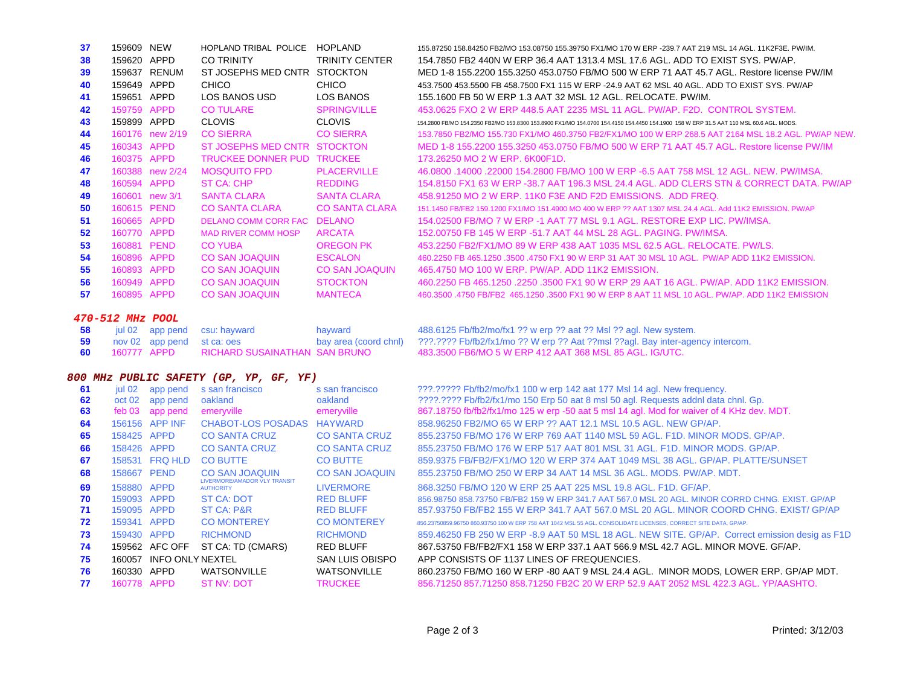| # | File No. | Status | Applicant | Location | Details |
|---|---|---|---|---|---|
| 37 | 159609 | NEW | HOPLAND TRIBAL POLICE | HOPLAND | 155.87250 158.84250 FB2/MO 153.08750 155.39750 FX1/MO 170 W ERP -239.7 AAT 219 MSL 14 AGL. 11K2F3E. PW/IM. |
| 38 | 159620 | APPD | CO TRINITY | TRINITY CENTER | 154.7850 FB2 440N W ERP 36.4 AAT 1313.4 MSL 17.6 AGL. ADD TO EXIST SYS. PW/AP. |
| 39 | 159637 | RENUM | ST JOSEPHS MED CNTR | STOCKTON | MED 1-8 155.2200 155.3250 453.0750 FB/MO 500 W ERP 71 AAT 45.7 AGL. Restore license PW/IM |
| 40 | 159649 | APPD | CHICO | CHICO | 453.7500 453.5500 FB 458.7500 FX1 115 W ERP -24.9 AAT 62 MSL 40 AGL. ADD TO EXIST SYS. PW/AP |
| 41 | 159651 | APPD | LOS BANOS USD | LOS BANOS | 155.1600 FB 50 W ERP 1.3 AAT 32 MSL 12 AGL. RELOCATE. PW/IM. |
| 42 | 159759 | APPD | CO TULARE | SPRINGVILLE | 453.0625 FXO 2 W ERP 448.5 AAT 2235 MSL 11 AGL. PW/AP. F2D. CONTROL SYSTEM. |
| 43 | 159899 | APPD | CLOVIS | CLOVIS | 154.2800 FB/MO 154.2350 FB2/MO 153.8300 153.8900 FX1/MO 154.0700 154.4150 154.4450 154.1900 158 W ERP 31.5 AAT 110 MSL 60.6 AGL. MODS. |
| 44 | 160176 | new 2/19 | CO SIERRA | CO SIERRA | 153.7850 FB2/MO 155.730 FX1/MO 460.3750 FB2/FX1/MO 100 W ERP 268.5 AAT 2164 MSL 18.2 AGL. PW/AP NEW. |
| 45 | 160343 | APPD | ST JOSEPHS MED CNTR | STOCKTON | MED 1-8 155.2200 155.3250 453.0750 FB/MO 500 W ERP 71 AAT 45.7 AGL. Restore license PW/IM |
| 46 | 160375 | APPD | TRUCKEE DONNER PUD | TRUCKEE | 173.26250 MO 2 W ERP. 6K00F1D. |
| 47 | 160388 | new 2/24 | MOSQUITO FPD | PLACERVILLE | 46.0800 .14000 .22000 154.2800 FB/MO 100 W ERP -6.5 AAT 758 MSL 12 AGL. NEW. PW/IMSA. |
| 48 | 160594 | APPD | ST CA: CHP | REDDING | 154.8150 FX1 63 W ERP -38.7 AAT 196.3 MSL 24.4 AGL. ADD CLERS STN & CORRECT DATA. PW/AP |
| 49 | 160601 | new 3/1 | SANTA CLARA | SANTA CLARA | 458.91250 MO 2 W ERP. 11K0 F3E AND F2D EMISSIONS. ADD FREQ. |
| 50 | 160615 | PEND | CO SANTA CLARA | CO SANTA CLARA | 151.1450 FB/FB2 159.1200 FX1/MO 151.4900 MO 400 W ERP ?? AAT 1307 MSL 24.4 AGL. Add 11K2 EMISSION. PW/AP |
| 51 | 160665 | APPD | DELANO COMM CORR FAC | DELANO | 154.02500 FB/MO 7 W ERP -1 AAT 77 MSL 9.1 AGL. RESTORE EXP LIC. PW/IMSA. |
| 52 | 160770 | APPD | MAD RIVER COMM HOSP | ARCATA | 152.00750 FB 145 W ERP -51.7 AAT 44 MSL 28 AGL. PAGING. PW/IMSA. |
| 53 | 160881 | PEND | CO YUBA | OREGON PK | 453.2250 FB2/FX1/MO 89 W ERP 438 AAT 1035 MSL 62.5 AGL. RELOCATE. PW/LS. |
| 54 | 160896 | APPD | CO SAN JOAQUIN | ESCALON | 460.2250 FB 465.1250 .3500 .4750 FX1 90 W ERP 31 AAT 30 MSL 10 AGL. PW/AP ADD 11K2 EMISSION. |
| 55 | 160893 | APPD | CO SAN JOAQUIN | CO SAN JOAQUIN | 465.4750 MO 100 W ERP. PW/AP. ADD 11K2 EMISSION. |
| 56 | 160949 | APPD | CO SAN JOAQUIN | STOCKTON | 460.2250 FB 465.1250 .2250 .3500 FX1 90 W ERP 29 AAT 16 AGL. PW/AP. ADD 11K2 EMISSION. |
| 57 | 160895 | APPD | CO SAN JOAQUIN | MANTECA | 460.3500 .4750 FB/FB2 465.1250 .3500 FX1 90 W ERP 8 AAT 11 MSL 10 AGL. PW/AP. ADD 11K2 EMISSION |

## *470-512 MHz POOL*

| # | File No. | Status | Applicant | Location | Details |
|---|---|---|---|---|---|
| 58 | jul 02 | app pend | csu: hayward | hayward | 488.6125 Fb/fb2/mo/fx1 ?? w erp ?? aat ?? Msl ?? agl. New system. |
| 59 | nov 02 | app pend | st ca: oes | bay area (coord chnl) | ???.???? Fb/fb2/fx1/mo ?? W erp ?? Aat ??msl ??agl. Bay inter-agency intercom. |
| 60 | 160777 | APPD | RICHARD SUSAINATHAN | SAN BRUNO | 483.3500 FB6/MO 5 W ERP 412 AAT 368 MSL 85 AGL. IG/UTC. |

## *800 MHz PUBLIC SAFETY (GP, YP, GF, YF)*

| # | File No. | Status | Applicant | Location | Details |
|---|---|---|---|---|---|
| 61 | jul 02 | app pend | s san francisco | s san francisco | ???.????? Fb/fb2/mo/fx1 100 w erp 142 aat 177 Msl 14 agl. New frequency. |
| 62 | oct 02 | app pend | oakland | oakland | ????.???? Fb/fb2/fx1/mo 150 Erp 50 aat 8 msl 50 agl. Requests addnl data chnl. Gp. |
| 63 | feb 03 | app pend | emeryville | emeryville | 867.18750 fb/fb2/fx1/mo 125 w erp -50 aat 5 msl 14 agl. Mod for waiver of 4 KHz dev. MDT. |
| 64 | 156156 | APP INF | CHABOT-LOS POSADAS | HAYWARD | 858.96250 FB2/MO 65 W ERP ?? AAT 12.1 MSL 10.5 AGL. NEW GP/AP. |
| 65 | 158425 | APPD | CO SANTA CRUZ | CO SANTA CRUZ | 855.23750 FB/MO 176 W ERP 769 AAT 1140 MSL 59 AGL. F1D. MINOR MODS. GP/AP. |
| 66 | 158426 | APPD | CO SANTA CRUZ | CO SANTA CRUZ | 855.23750 FB/MO 176 W ERP 517 AAT 801 MSL 31 AGL. F1D. MINOR MODS. GP/AP. |
| 67 | 158531 | FRQ HLD | CO BUTTE | CO BUTTE | 859.9375 FB/FB2/FX1/MO 120 W ERP 374 AAT 1049 MSL 38 AGL. GP/AP. PLATTE/SUNSET |
| 68 | 158667 | PEND | CO SAN JOAQUIN | CO SAN JOAQUIN | 855.23750 FB/MO 250 W ERP 34 AAT 14 MSL 36 AGL. MODS. PW/AP. MDT. |
| 69 | 158880 | APPD | LIVERMORE/AMADOR VLY TRANSIT AUTHORITY | LIVERMORE | 868.3250 FB/MO 120 W ERP 25 AAT 225 MSL 19.8 AGL. F1D. GF/AP. |
| 70 | 159093 | APPD | ST CA: DOT | RED BLUFF | 856.98750 858.73750 FB/FB2 159 W ERP 341.7 AAT 567.0 MSL 20 AGL. MINOR CORRD CHNG. EXIST. GP/AP |
| 71 | 159095 | APPD | ST CA: P&R | RED BLUFF | 857.93750 FB/FB2 155 W ERP 341.7 AAT 567.0 MSL 20 AGL. MINOR COORD CHNG. EXIST/ GP/AP |
| 72 | 159341 | APPD | CO MONTEREY | CO MONTEREY | 856.23750859.96750 860.93750 100 W ERP 758 AAT 1042 MSL 55 AGL. CONSOLIDATE LICENSES, CORRECT SITE DATA. GP/AP. |
| 73 | 159430 | APPD | RICHMOND | RICHMOND | 859.46250 FB 250 W ERP -8.9 AAT 50 MSL 18 AGL. NEW SITE. GP/AP. Correct emission desig as F1D |
| 74 | 159562 | AFC OFF | ST CA: TD (CMARS) | RED BLUFF | 867.53750 FB/FB2/FX1 158 W ERP 337.1 AAT 566.9 MSL 42.7 AGL. MINOR MOVE. GF/AP. |
| 75 | 160057 | INFO ONLY | NEXTEL | SAN LUIS OBISPO | APP CONSISTS OF 1137 LINES OF FREQUENCIES. |
| 76 | 160330 | APPD | WATSONVILLE | WATSONVILLE | 860.23750 FB/MO 160 W ERP -80 AAT 9 MSL 24.4 AGL. MINOR MODS, LOWER ERP. GP/AP MDT. |
| 77 | 160778 | APPD | ST NV: DOT | TRUCKEE | 856.71250 857.71250 858.71250 FB2C 20 W ERP 52.9 AAT 2052 MSL 422.3 AGL. YP/AASHTO. |

Printed: 3/12/03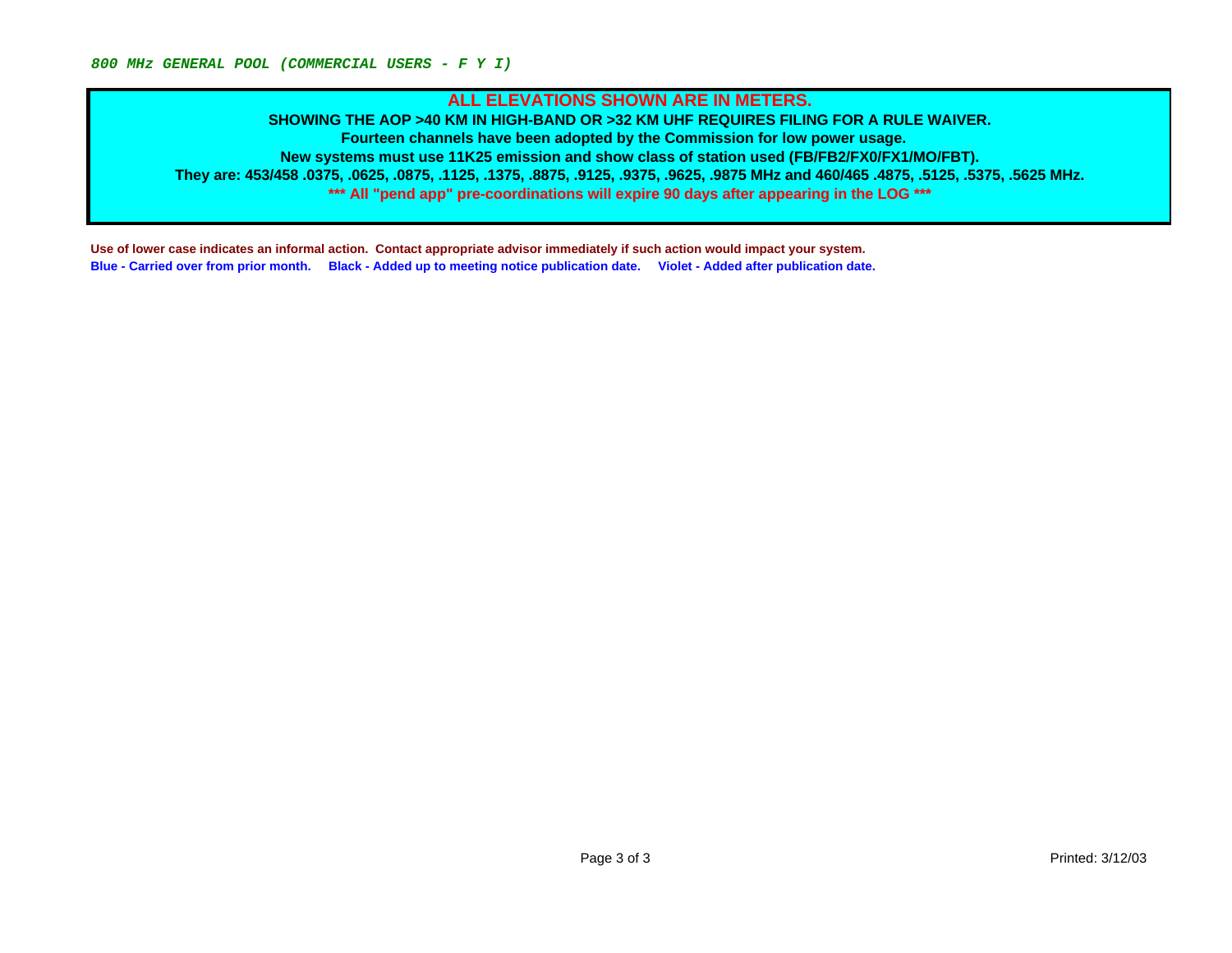*800 MHz GENERAL POOL (COMMERCIAL USERS - F Y I)*

**ALL ELEVATIONS SHOWN ARE IN METERS.**

**SHOWING THE AOP >40 KM IN HIGH-BAND OR >32 KM UHF REQUIRES FILING FOR A RULE WAIVER.**

**Fourteen channels have been adopted by the Commission for low power usage.**

**New systems must use 11K25 emission and show class of station used (FB/FB2/FX0/FX1/MO/FBT).**

**They are: 453/458 .0375, .0625, .0875, .1125, .1375, .8875, .9125, .9375, .9625, .9875 MHz and 460/465 .4875, .5125, .5375, .5625 MHz.**

**\*\*\* All "pend app" pre-coordinations will expire 90 days after appearing in the LOG \*\*\***

**Use of lower case indicates an informal action. Contact appropriate advisor immediately if such action would impact your system.**

**Blue - Carried over from prior month. Black - Added up to meeting notice publication date. Violet - Added after publication date.**

Printed: 3/12/03